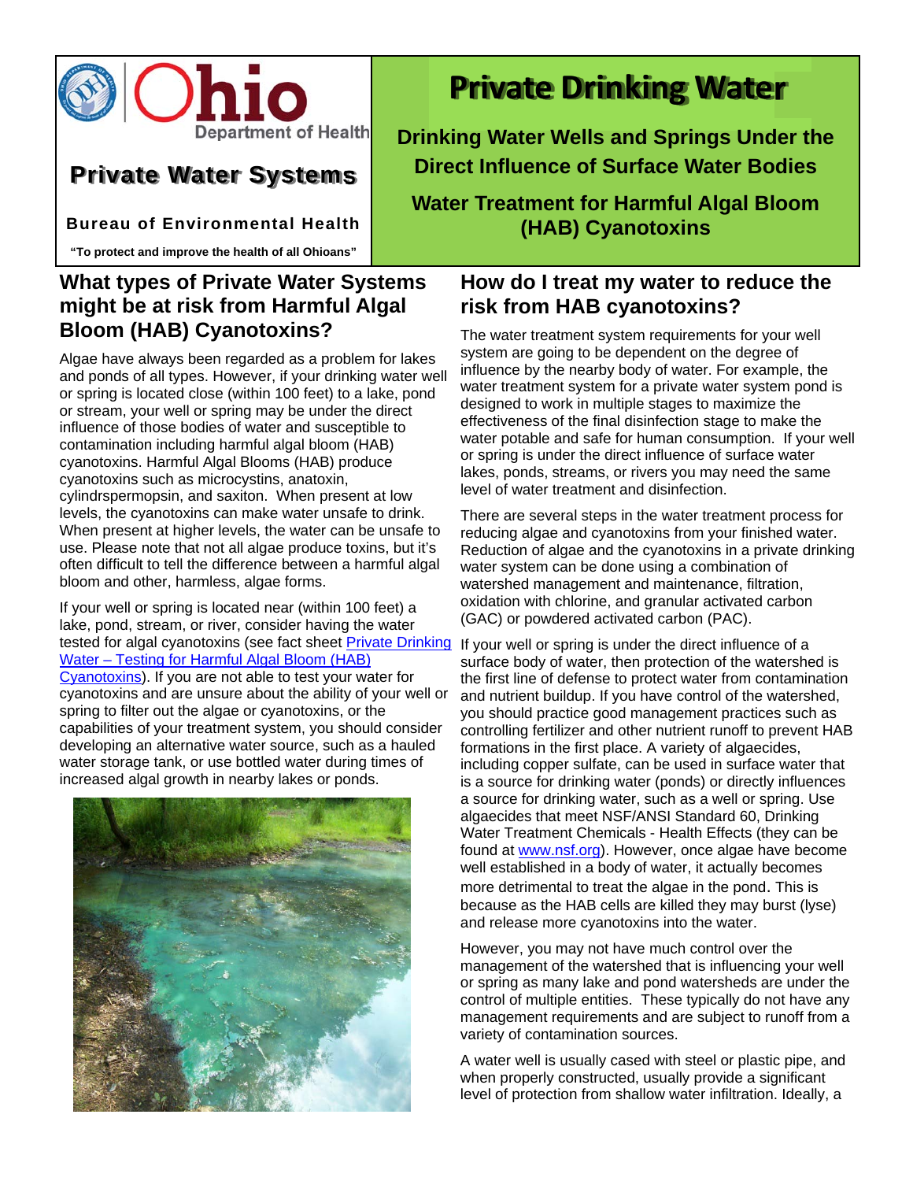Ohio Department of Health

# Private Water Systems

**Bureau of Environmental Health**

**"To protect and improve the health of all Ohioans"**

# Private Drinking Water

## Drinking Water Wells and Springs Under the Direct Influence of Surface Water Bodies

## Water Treatment for Harmful Algal Bloom (HAB) Cyanotoxins

## What types of Private Water Systems might be at risk from Harmful Algal Bloom (HAB) Cyanotoxins?

Algae have always been regarded as a problem for lakes and ponds of all types. However, if your drinking water well or spring is located close (within 100 feet) to a lake, pond or stream, your well or spring may be under the direct influence of those bodies of water and susceptible to contamination including harmful algal bloom (HAB) cyanotoxins. Harmful Algal Blooms (HAB) produce cyanotoxins such as microcystins, anatoxin, cylindrspermopsin, and saxiton. When present at low levels, the cyanotoxins can make water unsafe to drink. When present at higher levels, the water can be unsafe to use. Please note that not all algae produce toxins, but it's often difficult to tell the difference between a harmful algal bloom and other, harmless, algae forms.

If your well or spring is located near (within 100 feet) a lake, pond, stream, or river, consider having the water tested for algal cyanotoxins (see fact sheet [Private Drinking Water – Testing for Harmful Algal Bloom (HAB) Cyanotoxins]). If you are not able to test your water for cyanotoxins and are unsure about the ability of your well or spring to filter out the algae or cyanotoxins, or the capabilities of your treatment system, you should consider developing an alternative water source, such as a hauled water storage tank, or use bottled water during times of increased algal growth in nearby lakes or ponds.

## How do I treat my water to reduce the risk from HAB cyanotoxins?

The water treatment system requirements for your well system are going to be dependent on the degree of influence by the nearby body of water. For example, the water treatment system for a private water system pond is designed to work in multiple stages to maximize the effectiveness of the final disinfection stage to make the water potable and safe for human consumption. If your well or spring is under the direct influence of surface water lakes, ponds, streams, or rivers you may need the same level of water treatment and disinfection.

There are several steps in the water treatment process for reducing algae and cyanotoxins from your finished water. Reduction of algae and the cyanotoxins in a private drinking water system can be done using a combination of watershed management and maintenance, filtration, oxidation with chlorine, and granular activated carbon (GAC) or powdered activated carbon (PAC).

If your well or spring is under the direct influence of a surface body of water, then protection of the watershed is the first line of defense to protect water from contamination and nutrient buildup. If you have control of the watershed, you should practice good management practices such as controlling fertilizer and other nutrient runoff to prevent HAB formations in the first place. A variety of algaecides, including copper sulfate, can be used in surface water that is a source for drinking water (ponds) or directly influences a source for drinking water, such as a well or spring. Use algaecides that meet NSF/ANSI Standard 60, Drinking Water Treatment Chemicals - Health Effects (they can be found at [www.nsf.org]). However, once algae have become well established in a body of water, it actually becomes more detrimental to treat the algae in the pond. This is because as the HAB cells are killed they may burst (lyse) and release more cyanotoxins into the water.

However, you may not have much control over the management of the watershed that is influencing your well or spring as many lake and pond watersheds are under the control of multiple entities. These typically do not have any management requirements and are subject to runoff from a variety of contamination sources.

A water well is usually cased with steel or plastic pipe, and when properly constructed, usually provide a significant level of protection from shallow water infiltration. Ideally, a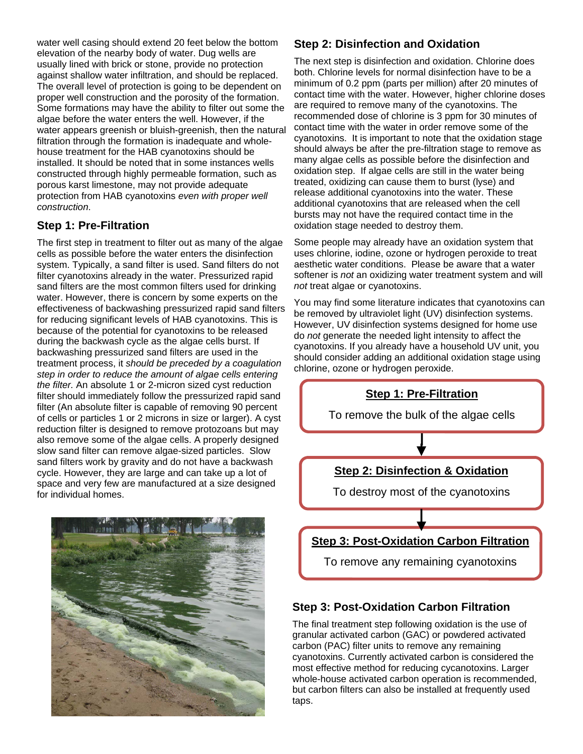water well casing should extend 20 feet below the bottom elevation of the nearby body of water. Dug wells are usually lined with brick or stone, provide no protection against shallow water infiltration, and should be replaced. The overall level of protection is going to be dependent on proper well construction and the porosity of the formation. Some formations may have the ability to filter out some the algae before the water enters the well. However, if the water appears greenish or bluish-greenish, then the natural filtration through the formation is inadequate and whole-house treatment for the HAB cyanotoxins should be installed. It should be noted that in some instances wells constructed through highly permeable formation, such as porous karst limestone, may not provide adequate protection from HAB cyanotoxins *even with proper well construction*.

## Step 1: Pre-Filtration

The first step in treatment to filter out as many of the algae cells as possible before the water enters the disinfection system. Typically, a sand filter is used. Sand filters do not filter cyanotoxins already in the water. Pressurized rapid sand filters are the most common filters used for drinking water. However, there is concern by some experts on the effectiveness of backwashing pressurized rapid sand filters for reducing significant levels of HAB cyanotoxins. This is because of the potential for cyanotoxins to be released during the backwash cycle as the algae cells burst. If backwashing pressurized sand filters are used in the treatment process, it *should be preceded by a coagulation step in order to reduce the amount of algae cells entering the filter.* An absolute 1 or 2-micron sized cyst reduction filter should immediately follow the pressurized rapid sand filter (An absolute filter is capable of removing 90 percent of cells or particles 1 or 2 microns in size or larger). A cyst reduction filter is designed to remove protozoans but may also remove some of the algae cells. A properly designed slow sand filter can remove algae-sized particles. Slow sand filters work by gravity and do not have a backwash cycle. However, they are large and can take up a lot of space and very few are manufactured at a size designed for individual homes.

## Step 2: Disinfection and Oxidation

The next step is disinfection and oxidation. Chlorine does both. Chlorine levels for normal disinfection have to be a minimum of 0.2 ppm (parts per million) after 20 minutes of contact time with the water. However, higher chlorine doses are required to remove many of the cyanotoxins. The recommended dose of chlorine is 3 ppm for 30 minutes of contact time with the water in order remove some of the cyanotoxins. It is important to note that the oxidation stage should always be after the pre-filtration stage to remove as many algae cells as possible before the disinfection and oxidation step. If algae cells are still in the water being treated, oxidizing can cause them to burst (lyse) and release additional cyanotoxins into the water. These additional cyanotoxins that are released when the cell bursts may not have the required contact time in the oxidation stage needed to destroy them.

Some people may already have an oxidation system that uses chlorine, iodine, ozone or hydrogen peroxide to treat aesthetic water conditions. Please be aware that a water softener is *not* an oxidizing water treatment system and will *not* treat algae or cyanotoxins.

You may find some literature indicates that cyanotoxins can be removed by ultraviolet light (UV) disinfection systems. However, UV disinfection systems designed for home use do *not* generate the needed light intensity to affect the cyanotoxins. If you already have a household UV unit, you should consider adding an additional oxidation stage using chlorine, ozone or hydrogen peroxide.

**Step 1: Pre-Filtration**
To remove the bulk of the algae cells

↓

**Step 2: Disinfection & Oxidation**
To destroy most of the cyanotoxins

↓

**Step 3: Post-Oxidation Carbon Filtration**
To remove any remaining cyanotoxins

## Step 3: Post-Oxidation Carbon Filtration

The final treatment step following oxidation is the use of granular activated carbon (GAC) or powdered activated carbon (PAC) filter units to remove any remaining cyanotoxins. Currently activated carbon is considered the most effective method for reducing cycanotoxins. Larger whole-house activated carbon operation is recommended, but carbon filters can also be installed at frequently used taps.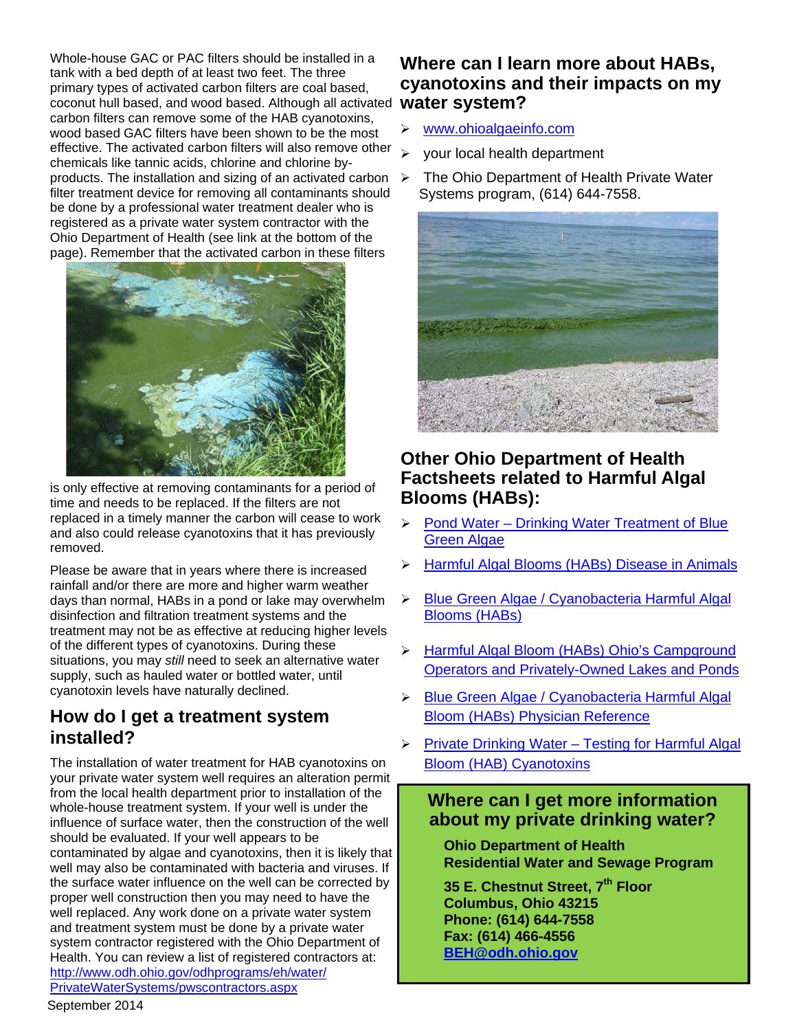Whole-house GAC or PAC filters should be installed in a tank with a bed depth of at least two feet. The three primary types of activated carbon filters are coal based, coconut hull based, and wood based. Although all activated carbon filters can remove some of the HAB cyanotoxins, wood based GAC filters have been shown to be the most effective. The activated carbon filters will also remove other chemicals like tannic acids, chlorine and chlorine by-products. The installation and sizing of an activated carbon filter treatment device for removing all contaminants should be done by a professional water treatment dealer who is registered as a private water system contractor with the Ohio Department of Health (see link at the bottom of the page). Remember that the activated carbon in these filters is only effective at removing contaminants for a period of time and needs to be replaced. If the filters are not replaced in a timely manner the carbon will cease to work and also could release cyanotoxins that it has previously removed.

Please be aware that in years where there is increased rainfall and/or there are more and higher warm weather days than normal, HABs in a pond or lake may overwhelm disinfection and filtration treatment systems and the treatment may not be as effective at reducing higher levels of the different types of cyanotoxins. During these situations, you may *still* need to seek an alternative water supply, such as hauled water or bottled water, until cyanotoxin levels have naturally declined.

## How do I get a treatment system installed?

The installation of water treatment for HAB cyanotoxins on your private water system well requires an alteration permit from the local health department prior to installation of the whole-house treatment system. If your well is under the influence of surface water, then the construction of the well should be evaluated. If your well appears to be contaminated by algae and cyanotoxins, then it is likely that well may also be contaminated with bacteria and viruses. If the surface water influence on the well can be corrected by proper well construction then you may need to have the well replaced. Any work done on a private water system and treatment system must be done by a private water system contractor registered with the Ohio Department of Health. You can review a list of registered contractors at: http://www.odh.ohio.gov/odhprograms/eh/water/PrivateWaterSystems/pwscontractors.aspx

September 2014

## Where can I learn more about HABs, cyanotoxins and their impacts on my water system?

- www.ohioalgaeinfo.com
- your local health department
- The Ohio Department of Health Private Water Systems program, (614) 644-7558.

## Other Ohio Department of Health Factsheets related to Harmful Algal Blooms (HABs):

- Pond Water – Drinking Water Treatment of Blue Green Algae
- Harmful Algal Blooms (HABs) Disease in Animals
- Blue Green Algae / Cyanobacteria Harmful Algal Blooms (HABs)
- Harmful Algal Bloom (HABs) Ohio's Campground Operators and Privately-Owned Lakes and Ponds
- Blue Green Algae / Cyanobacteria Harmful Algal Bloom (HABs) Physician Reference
- Private Drinking Water – Testing for Harmful Algal Bloom (HAB) Cyanotoxins

## Where can I get more information about my private drinking water?

**Ohio Department of Health**
**Residential Water and Sewage Program**

**35 E. Chestnut Street, 7th Floor**
**Columbus, Ohio 43215**
**Phone: (614) 644-7558**
**Fax: (614) 466-4556**
**BEH@odh.ohio.gov**